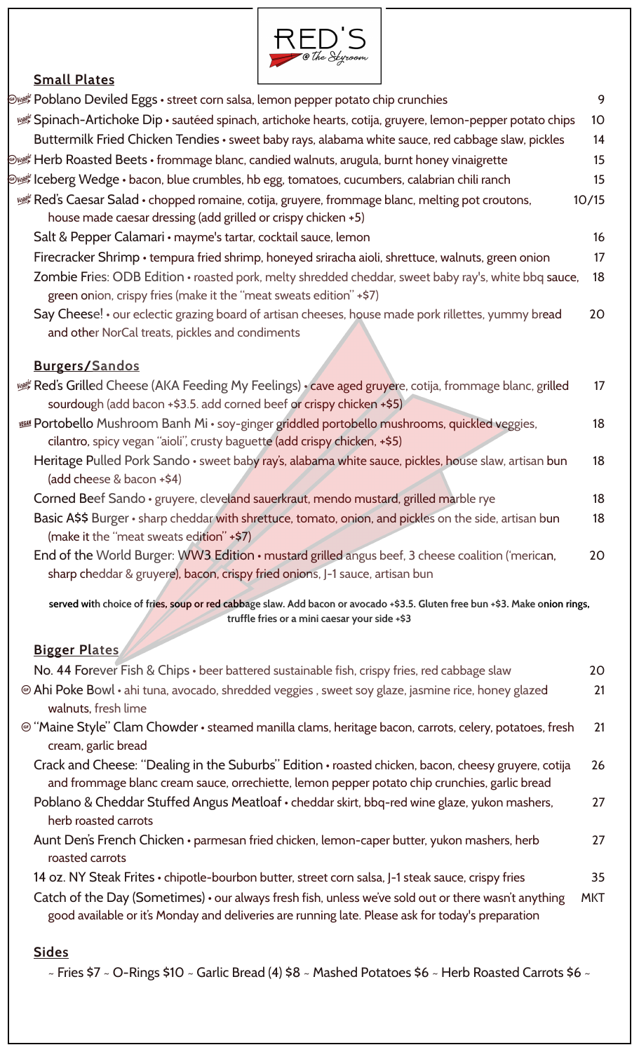# RED'S @ the Skyroom

## Small Plates

- (GF) (Veggie) **Poblano Deviled Eggs** • street corn salsa, lemon pepper potato chip crunchies — 9
- (Veggie) **Spinach-Artichoke Dip** • sautéed spinach, artichoke hearts, cotija, gruyere, lemon-pepper potato chips — 10
- **Buttermilk Fried Chicken Tendies** • sweet baby rays, alabama white sauce, red cabbage slaw, pickles — 14
- (GF) (Veggie) **Herb Roasted Beets** • frommage blanc, candied walnuts, arugula, burnt honey vinaigrette — 15
- (GF) (Veggie) **Iceberg Wedge** • bacon, blue crumbles, hb egg, tomatoes, cucumbers, calabrian chili ranch — 15
- (Veggie) **Red's Caesar Salad** • chopped romaine, cotija, gruyere, frommage blanc, melting pot croutons, house made caesar dressing (add grilled or crispy chicken +5) — 10/15
- **Salt & Pepper Calamari** • mayme's tartar, cocktail sauce, lemon — 16
- **Firecracker Shrimp** • tempura fried shrimp, honeyed sriracha aioli, shrettuce, walnuts, green onion — 17
- **Zombie Fries: ODB Edition** • roasted pork, melty shredded cheddar, sweet baby ray's, white bbq sauce, green onion, crispy fries (make it the "meat sweats edition" +$7) — 18
- **Say Cheese!** • our eclectic grazing board of artisan cheeses, house made pork rillettes, yummy bread and other NorCal treats, pickles and condiments — 20

## Burgers/Sandos

- (Veggie) **Red's Grilled Cheese (AKA Feeding My Feelings)** • cave aged gruyere, cotija, frommage blanc, grilled sourdough (add bacon +$3.5. add corned beef or crispy chicken +$5) — 17
- (Vegan) **Portobello Mushroom Banh Mi** • soy-ginger griddled portobello mushrooms, quickled veggies, cilantro, spicy vegan "aioli", crusty baguette (add crispy chicken, +$5) — 18
- **Heritage Pulled Pork Sando** • sweet baby ray's, alabama white sauce, pickles, house slaw, artisan bun (add cheese & bacon +$4) — 18
- **Corned Beef Sando** • gruyere, cleveland sauerkraut, mendo mustard, grilled marble rye — 18
- **Basic A$$ Burger** • sharp cheddar with shrettuce, tomato, onion, and pickles on the side, artisan bun (make it the "meat sweats edition" +$7) — 18
- **End of the World Burger: WW3 Edition** • mustard grilled angus beef, 3 cheese coalition ('merican, sharp cheddar & gruyere), bacon, crispy fried onions, J-1 sauce, artisan bun — 20

**served with choice of fries, soup or red cabbage slaw. Add bacon or avocado +$3.5. Gluten free bun +$3. Make onion rings, truffle fries or a mini caesar your side +$3**

## Bigger Plates

- **No. 44 Forever Fish & Chips** • beer battered sustainable fish, crispy fries, red cabbage slaw — 20
- (GF) **Ahi Poke Bowl** • ahi tuna, avocado, shredded veggies , sweet soy glaze, jasmine rice, honey glazed walnuts, fresh lime — 21
- (GF) **"Maine Style" Clam Chowder** • steamed manilla clams, heritage bacon, carrots, celery, potatoes, fresh cream, garlic bread — 21
- **Crack and Cheese: "Dealing in the Suburbs" Edition** • roasted chicken, bacon, cheesy gruyere, cotija and frommage blanc cream sauce, orrechiette, lemon pepper potato chip crunchies, garlic bread — 26
- **Poblano & Cheddar Stuffed Angus Meatloaf** • cheddar skirt, bbq-red wine glaze, yukon mashers, herb roasted carrots — 27
- **Aunt Den's French Chicken** • parmesan fried chicken, lemon-caper butter, yukon mashers, herb roasted carrots — 27
- **14 oz. NY Steak Frites** • chipotle-bourbon butter, street corn salsa, J-1 steak sauce, crispy fries — 35
- **Catch of the Day (Sometimes)** • our always fresh fish, unless we've sold out or there wasn't anything good available or it's Monday and deliveries are running late. Please ask for today's preparation — MKT

## Sides

~ Fries $7 ~ O-Rings $10 ~ Garlic Bread (4) $8 ~ Mashed Potatoes $6 ~ Herb Roasted Carrots $6 ~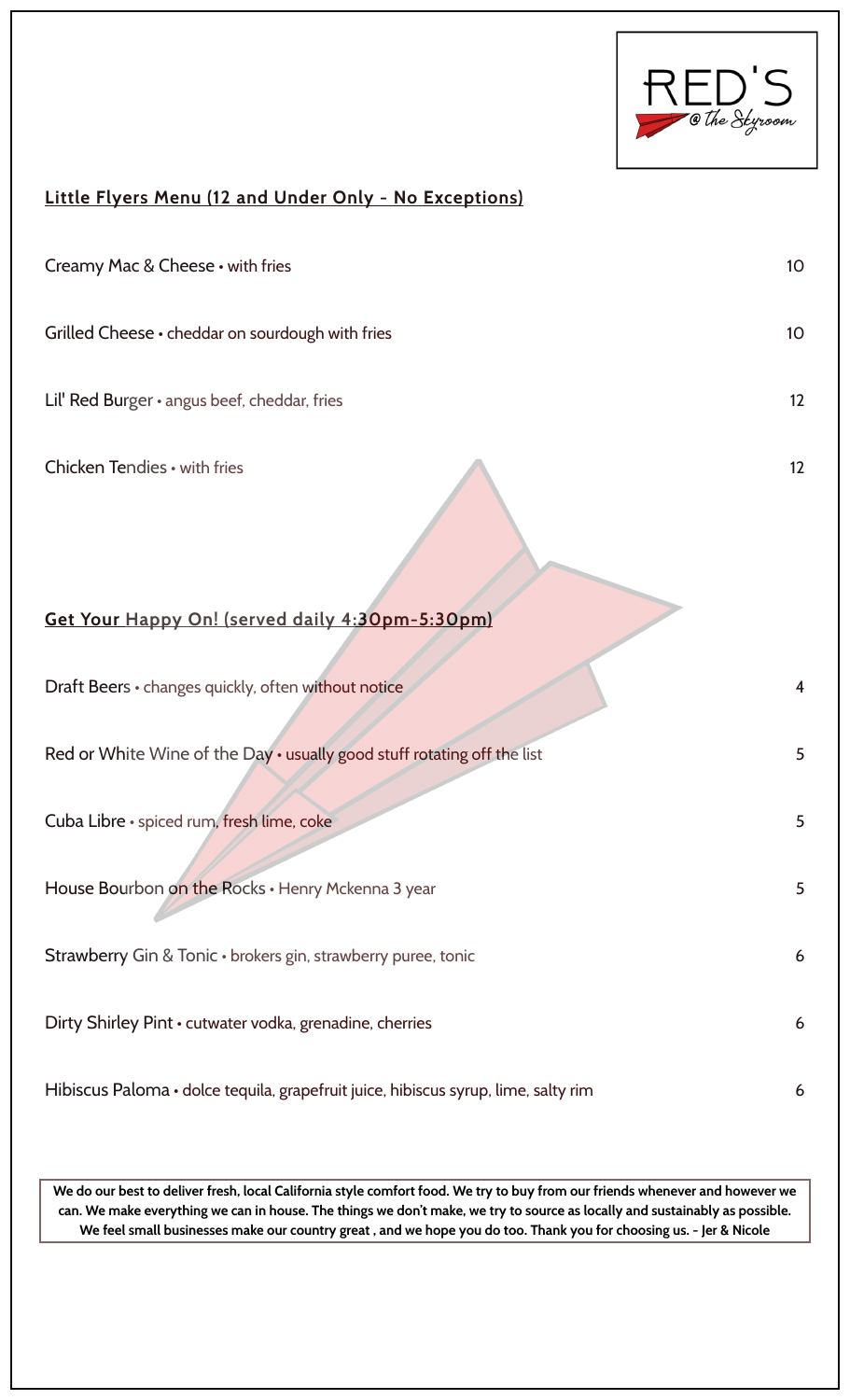RED'S
@ the Skyroom

## Little Flyers Menu (12 and Under Only - No Exceptions)

| | |
|---|---|
| Creamy Mac & Cheese • with fries | 10 |
| Grilled Cheese • cheddar on sourdough with fries | 10 |
| Lil' Red Burger • angus beef, cheddar, fries | 12 |
| Chicken Tendies • with fries | 12 |

## Get Your Happy On! (served daily 4:30pm-5:30pm)

| | |
|---|---|
| Draft Beers • changes quickly, often without notice | 4 |
| Red or White Wine of the Day • usually good stuff rotating off the list | 5 |
| Cuba Libre • spiced rum, fresh lime, coke | 5 |
| House Bourbon on the Rocks • Henry Mckenna 3 year | 5 |
| Strawberry Gin & Tonic • brokers gin, strawberry puree, tonic | 6 |
| Dirty Shirley Pint • cutwater vodka, grenadine, cherries | 6 |
| Hibiscus Paloma • dolce tequila, grapefruit juice, hibiscus syrup, lime, salty rim | 6 |

**We do our best to deliver fresh, local California style comfort food. We try to buy from our friends whenever and however we can. We make everything we can in house. The things we don't make, we try to source as locally and sustainably as possible. We feel small businesses make our country great , and we hope you do too. Thank you for choosing us. - Jer & Nicole**